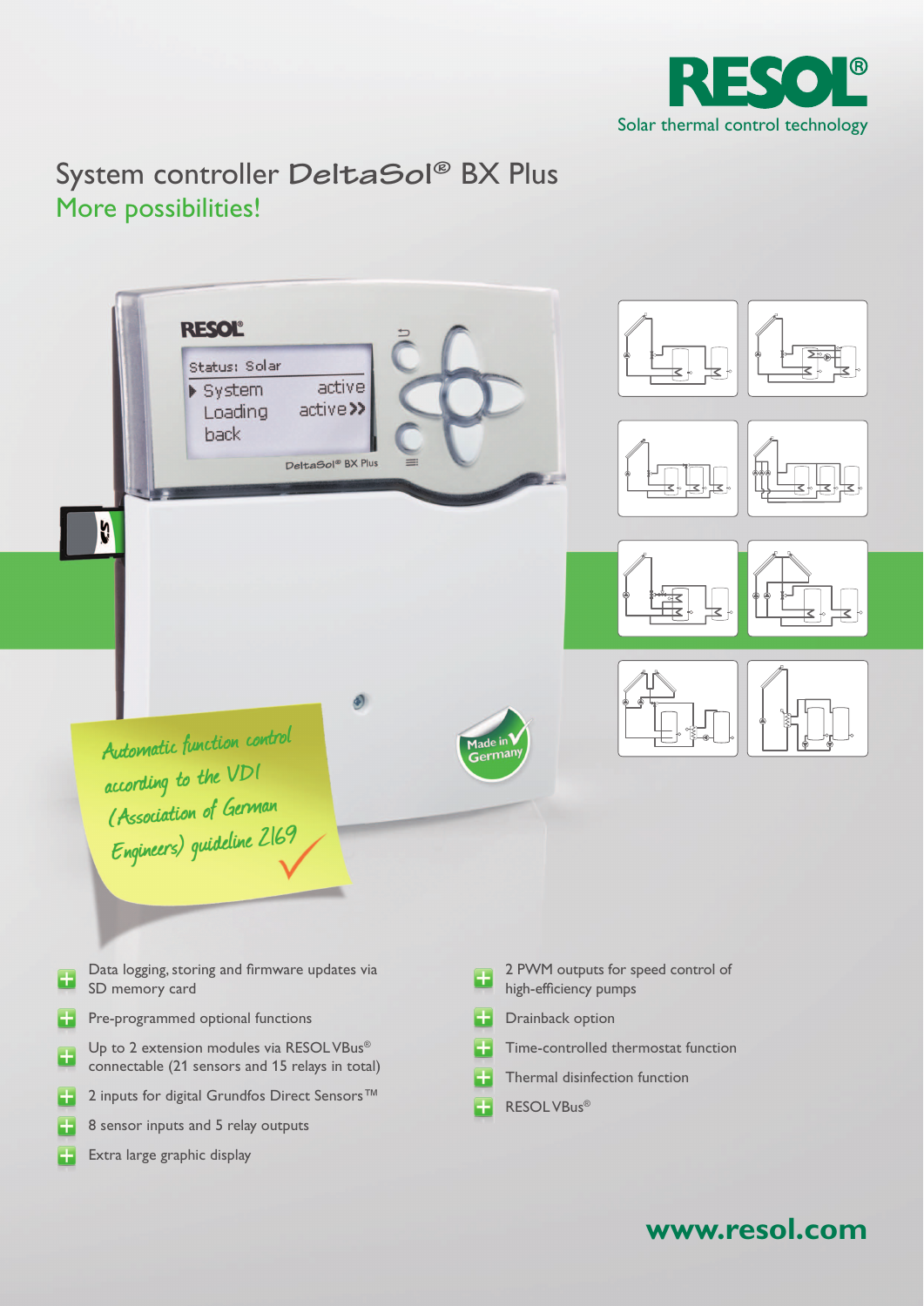RESOL®

Solar thermal control technology

# System controller DeltaSol® BX Plus

## More possibilities!

Automatic function control according to the VDI (Association of German Engineers) guideline 2169

Made in Germany

- Data logging, storing and firmware updates via SD memory card
- Pre-programmed optional functions
- Up to 2 extension modules via RESOL VBus® connectable (21 sensors and 15 relays in total)
- 2 inputs for digital Grundfos Direct Sensors™
- 8 sensor inputs and 5 relay outputs
- Extra large graphic display
- 2 PWM outputs for speed control of high-efficiency pumps
- Drainback option
- Time-controlled thermostat function
- Thermal disinfection function
- RESOL VBus®

**www.resol.com**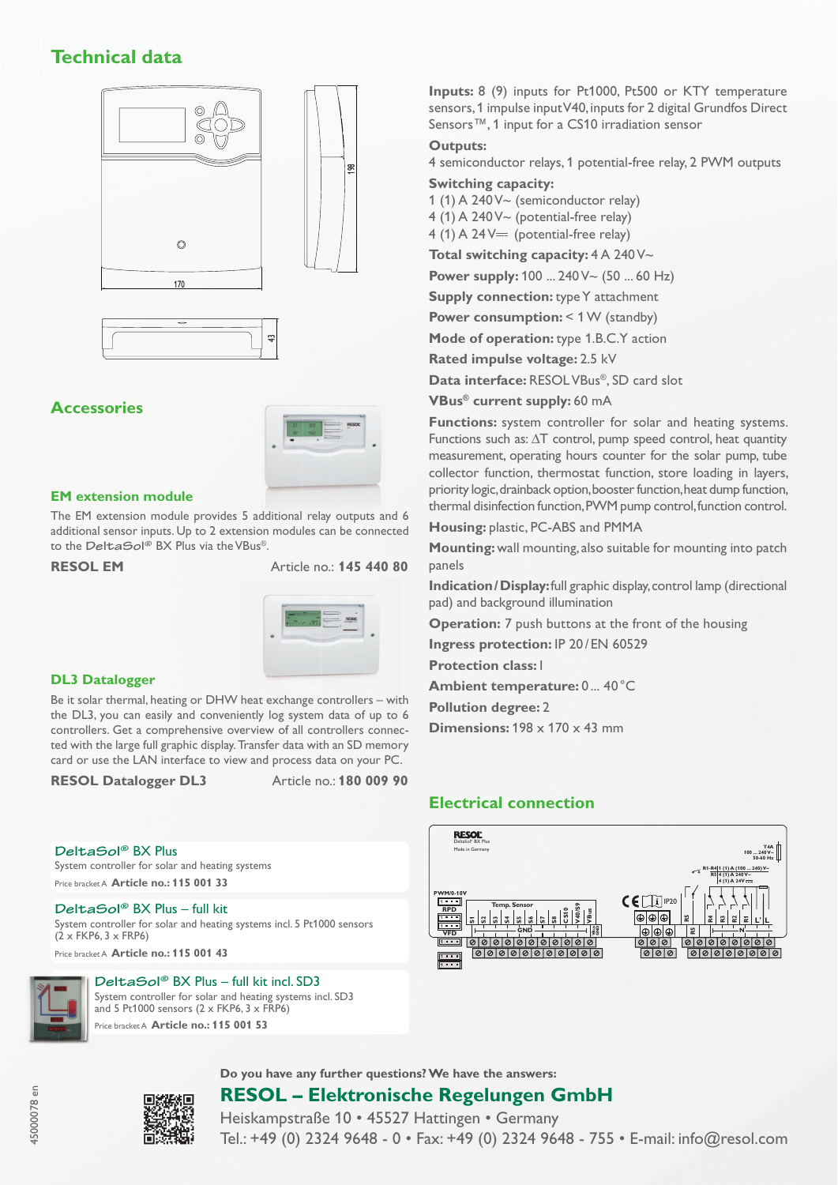## Technical data

170

198

43

**Inputs:** 8 (9) inputs for Pt1000, Pt500 or KTY temperature sensors, 1 impulse input V40, inputs for 2 digital Grundfos Direct Sensors™, 1 input for a CS10 irradiation sensor

**Outputs:**
4 semiconductor relays, 1 potential-free relay, 2 PWM outputs

**Switching capacity:**
1 (1) A 240 V~ (semiconductor relay)
4 (1) A 240 V~ (potential-free relay)
4 (1) A 24 V⎓ (potential-free relay)

**Total switching capacity:** 4 A 240 V~

**Power supply:** 100 ... 240 V~ (50 ... 60 Hz)

**Supply connection:** type Y attachment

**Power consumption:** < 1 W (standby)

**Mode of operation:** type 1.B.C.Y action

**Rated impulse voltage:** 2.5 kV

**Data interface:** RESOL VBus®, SD card slot

**VBus® current supply:** 60 mA

**Functions:** system controller for solar and heating systems. Functions such as: ΔT control, pump speed control, heat quantity measurement, operating hours counter for the solar pump, tube collector function, thermostat function, store loading in layers, priority logic, drainback option, booster function, heat dump function, thermal disinfection function, PWM pump control, function control.

**Housing:** plastic, PC-ABS and PMMA

**Mounting:** wall mounting, also suitable for mounting into patch panels

**Indication / Display:** full graphic display, control lamp (directional pad) and background illumination

**Operation:** 7 push buttons at the front of the housing

**Ingress protection:** IP 20 / EN 60529

**Protection class:** I

**Ambient temperature:** 0 ... 40 °C

**Pollution degree:** 2

**Dimensions:** 198 x 170 x 43 mm

## Accessories

### EM extension module

The EM extension module provides 5 additional relay outputs and 6 additional sensor inputs. Up to 2 extension modules can be connected to the DeltaSol® BX Plus via the VBus®.

**RESOL EM** Article no.: **145 440 80**

### DL3 Datalogger

Be it solar thermal, heating or DHW heat exchange controllers – with the DL3, you can easily and conveniently log system data of up to 6 controllers. Get a comprehensive overview of all controllers connected with the large full graphic display. Transfer data with an SD memory card or use the LAN interface to view and process data on your PC.

**RESOL Datalogger DL3** Article no.: **180 009 90**

## Electrical connection

RESOL
DeltaSol® BX Plus
Made in Germany

T4A
100 ... 240 V~
50-60 Hz

R1-R4 | 1 (1) A (100 ... 240) V~
R5 | 4 (1) A 240 V~
| 4 (1) A 24 V⎓

PWM/0-10V
RPD
VFD
Temp. Sensor
S1 S2 S3 S4 S5 S6 S7 S8 CS10 V40/S9 VBus
GND
IP20
R5 R4 R3 R2 R1 L' L
N

DeltaSol® BX Plus
System controller for solar and heating systems
Price bracket A **Article no.: 115 001 33**

DeltaSol® BX Plus – full kit
System controller for solar and heating systems incl. 5 Pt1000 sensors (2 x FKP6, 3 x FRP6)
Price bracket A **Article no.: 115 001 43**

DeltaSol® BX Plus – full kit incl. SD3
System controller for solar and heating systems incl. SD3 and 5 Pt1000 sensors (2 x FKP6, 3 x FRP6)
Price bracket A **Article no.: 115 001 53**

**Do you have any further questions? We have the answers:**

**RESOL – Elektronische Regelungen GmbH**
Heiskampstraße 10 • 45527 Hattingen • Germany
Tel.: +49 (0) 2324 9648 - 0 • Fax: +49 (0) 2324 9648 - 755 • E-mail: info@resol.com

45000078 en